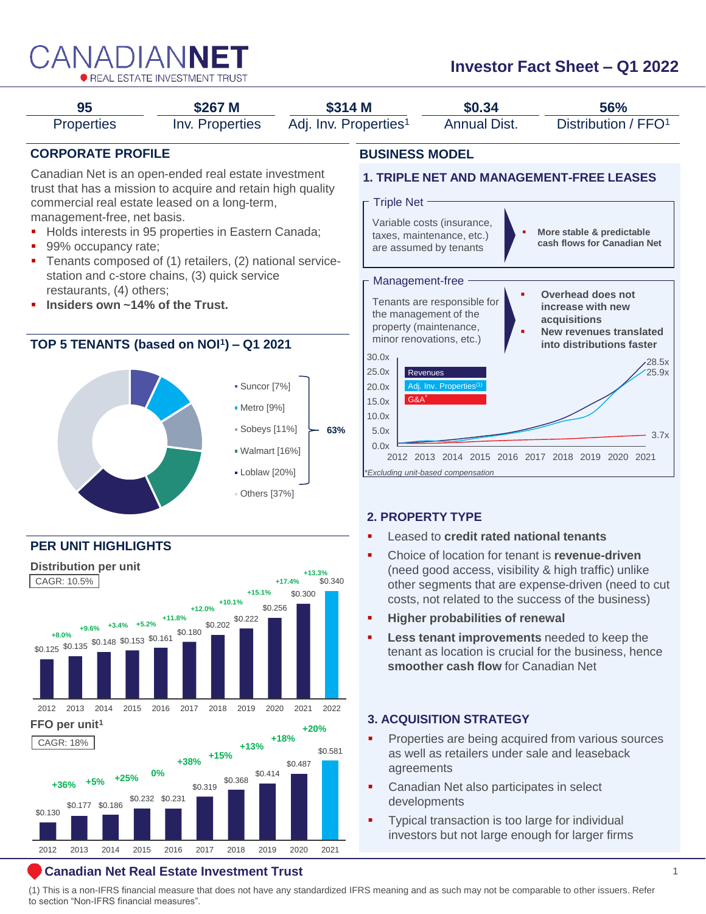# CANADIANNET

REAL ESTATE INVESTMENT TRUST

## Investor Fact Sheet – Q1 2022

| 95 | $267 M | $314 M | $0.34 | 56% |
|---|---|---|---|---|
| Properties | Inv. Properties | Adj. Inv. Properties[1] | Annual Dist. | Distribution / FFO[1] |

## CORPORATE PROFILE

Canadian Net is an open-ended real estate investment trust that has a mission to acquire and retain high quality commercial real estate leased on a long-term, management-free, net basis.

- Holds interests in 95 properties in Eastern Canada;
- 99% occupancy rate;
- Tenants composed of (1) retailers, (2) national service-station and c-store chains, (3) quick service restaurants, (4) others;
- **Insiders own ~14% of the Trust.**

## TOP 5 TENANTS (based on NOI[1]) – Q1 2021

- Suncor [7%]
- Metro [9%]
- Sobeys [11%]
- Walmart [16%]
- Loblaw [20%]
- Others [37%]

Top 5 tenants: **63%**

## PER UNIT HIGHLIGHTS

### Distribution per unit

CAGR: 10.5%

| Year | Distribution | Growth |
|---|---|---|
| 2012 | $0.125 | |
| 2013 | $0.135 | +8.0% |
| 2014 | $0.148 | +9.6% |
| 2015 | $0.153 | +3.4% |
| 2016 | $0.161 | +5.2% |
| 2017 | $0.180 | +11.8% |
| 2018 | $0.202 | +12.0% |
| 2019 | $0.222 | +10.1% |
| 2020 | $0.256 | +15.1% |
| 2021 | $0.300 | +17.4% |
| 2022 | $0.340 | +13.3% |

### FFO per unit[1]

CAGR: 18%

| Year | FFO | Growth |
|---|---|---|
| 2012 | $0.130 | |
| 2013 | $0.177 | +36% |
| 2014 | $0.186 | +5% |
| 2015 | $0.232 | +25% |
| 2016 | $0.231 | 0% |
| 2017 | $0.319 | +38% |
| 2018 | $0.368 | +15% |
| 2019 | $0.414 | +13% |
| 2020 | $0.487 | +18% |
| 2021 | $0.581 | +20% |

## BUSINESS MODEL

### 1. TRIPLE NET AND MANAGEMENT-FREE LEASES

**Triple Net**

Variable costs (insurance, taxes, maintenance, etc.) are assumed by tenants

- **More stable & predictable cash flows for Canadian Net**

**Management-free**

Tenants are responsible for the management of the property (maintenance, minor renovations, etc.)

- **Overhead does not increase with new acquisitions**
- **New revenues translated into distributions faster**

Chart (2012–2021): Revenues 28.5x; Adj. Inv. Properties[1] 25.9x; G&A* 3.7x

*Excluding unit-based compensation*

### 2. PROPERTY TYPE

- Leased to **credit rated national tenants**
- Choice of location for tenant is **revenue-driven** (need good access, visibility & high traffic) unlike other segments that are expense-driven (need to cut costs, not related to the success of the business)
- **Higher probabilities of renewal**
- **Less tenant improvements** needed to keep the tenant as location is crucial for the business, hence **smoother cash flow** for Canadian Net

### 3. ACQUISITION STRATEGY

- Properties are being acquired from various sources as well as retailers under sale and leaseback agreements
- Canadian Net also participates in select developments
- Typical transaction is too large for individual investors but not large enough for larger firms

**Canadian Net Real Estate Investment Trust**

(1) This is a non-IFRS financial measure that does not have any standardized IFRS meaning and as such may not be comparable to other issuers. Refer to section "Non-IFRS financial measures".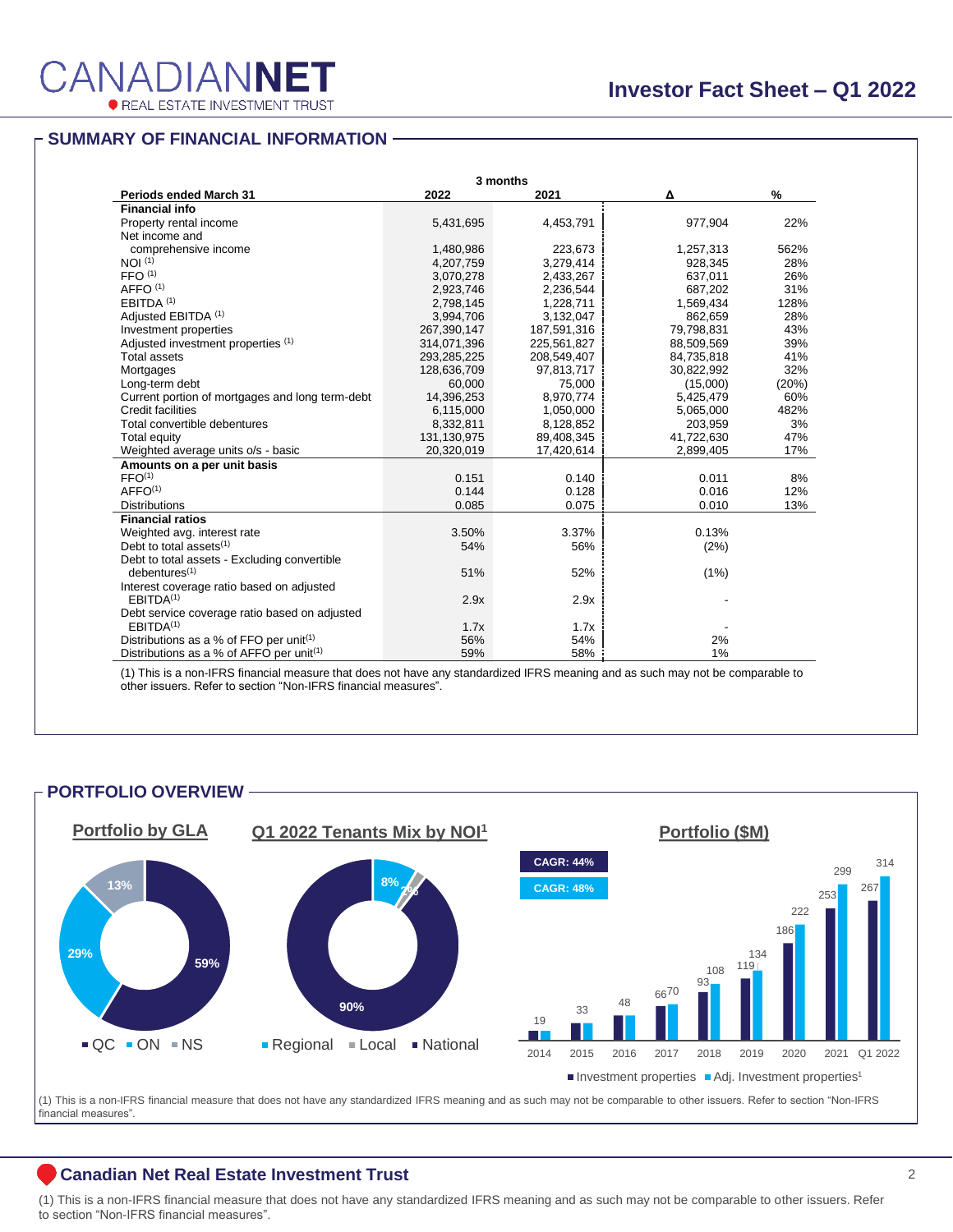# CANADIANNET REAL ESTATE INVESTMENT TRUST

## Investor Fact Sheet – Q1 2022

## SUMMARY OF FINANCIAL INFORMATION

| Periods ended March 31 | 3 months 2022 | 2021 | Δ | % |
|---|---|---|---|---|
| **Financial info** | | | | |
| Property rental income | 5,431,695 | 4,453,791 | 977,904 | 22% |
| Net income and comprehensive income | 1,480,986 | 223,673 | 1,257,313 | 562% |
| NOI [(1)] | 4,207,759 | 3,279,414 | 928,345 | 28% |
| FFO [(1)] | 3,070,278 | 2,433,267 | 637,011 | 26% |
| AFFO [(1)] | 2,923,746 | 2,236,544 | 687,202 | 31% |
| EBITDA [(1)] | 2,798,145 | 1,228,711 | 1,569,434 | 128% |
| Adjusted EBITDA [(1)] | 3,994,706 | 3,132,047 | 862,659 | 28% |
| Investment properties | 267,390,147 | 187,591,316 | 79,798,831 | 43% |
| Adjusted investment properties [(1)] | 314,071,396 | 225,561,827 | 88,509,569 | 39% |
| Total assets | 293,285,225 | 208,549,407 | 84,735,818 | 41% |
| Mortgages | 128,636,709 | 97,813,717 | 30,822,992 | 32% |
| Long-term debt | 60,000 | 75,000 | (15,000) | (20%) |
| Current portion of mortgages and long term-debt | 14,396,253 | 8,970,774 | 5,425,479 | 60% |
| Credit facilities | 6,115,000 | 1,050,000 | 5,065,000 | 482% |
| Total convertible debentures | 8,332,811 | 8,128,852 | 203,959 | 3% |
| Total equity | 131,130,975 | 89,408,345 | 41,722,630 | 47% |
| Weighted average units o/s - basic | 20,320,019 | 17,420,614 | 2,899,405 | 17% |
| **Amounts on a per unit basis** | | | | |
| FFO[(1)] | 0.151 | 0.140 | 0.011 | 8% |
| AFFO[(1)] | 0.144 | 0.128 | 0.016 | 12% |
| Distributions | 0.085 | 0.075 | 0.010 | 13% |
| **Financial ratios** | | | | |
| Weighted avg. interest rate | 3.50% | 3.37% | 0.13% | |
| Debt to total assets[(1)] | 54% | 56% | (2%) | |
| Debt to total assets - Excluding convertible debentures[(1)] | 51% | 52% | (1%) | |
| Interest coverage ratio based on adjusted EBITDA[(1)] | 2.9x | 2.9x | - | |
| Debt service coverage ratio based on adjusted EBITDA[(1)] | 1.7x | 1.7x | - | |
| Distributions as a % of FFO per unit[(1)] | 56% | 54% | 2% | |
| Distributions as a % of AFFO per unit[(1)] | 59% | 58% | 1% | |

(1) This is a non-IFRS financial measure that does not have any standardized IFRS meaning and as such may not be comparable to other issuers. Refer to section "Non-IFRS financial measures".

## PORTFOLIO OVERVIEW

### Portfolio by GLA

QC 59%, ON 29%, NS 13%

### Q1 2022 Tenants Mix by NOI[1]

Regional 8%, Local 2%, National 90%

### Portfolio ($M)

CAGR: 44%
CAGR: 48%

| | 2014 | 2015 | 2016 | 2017 | 2018 | 2019 | 2020 | 2021 | Q1 2022 |
|---|---|---|---|---|---|---|---|---|---|
| Investment properties | 19 | 33 | 48 | 66 | 93 | 119 | 186 | 253 | 267 |
| Adj. Investment properties[1] | | | | 70 | 108 | 134 | 222 | 299 | 314 |

(1) This is a non-IFRS financial measure that does not have any standardized IFRS meaning and as such may not be comparable to other issuers. Refer to section "Non-IFRS financial measures".

**Canadian Net Real Estate Investment Trust**

(1) This is a non-IFRS financial measure that does not have any standardized IFRS meaning and as such may not be comparable to other issuers. Refer to section "Non-IFRS financial measures".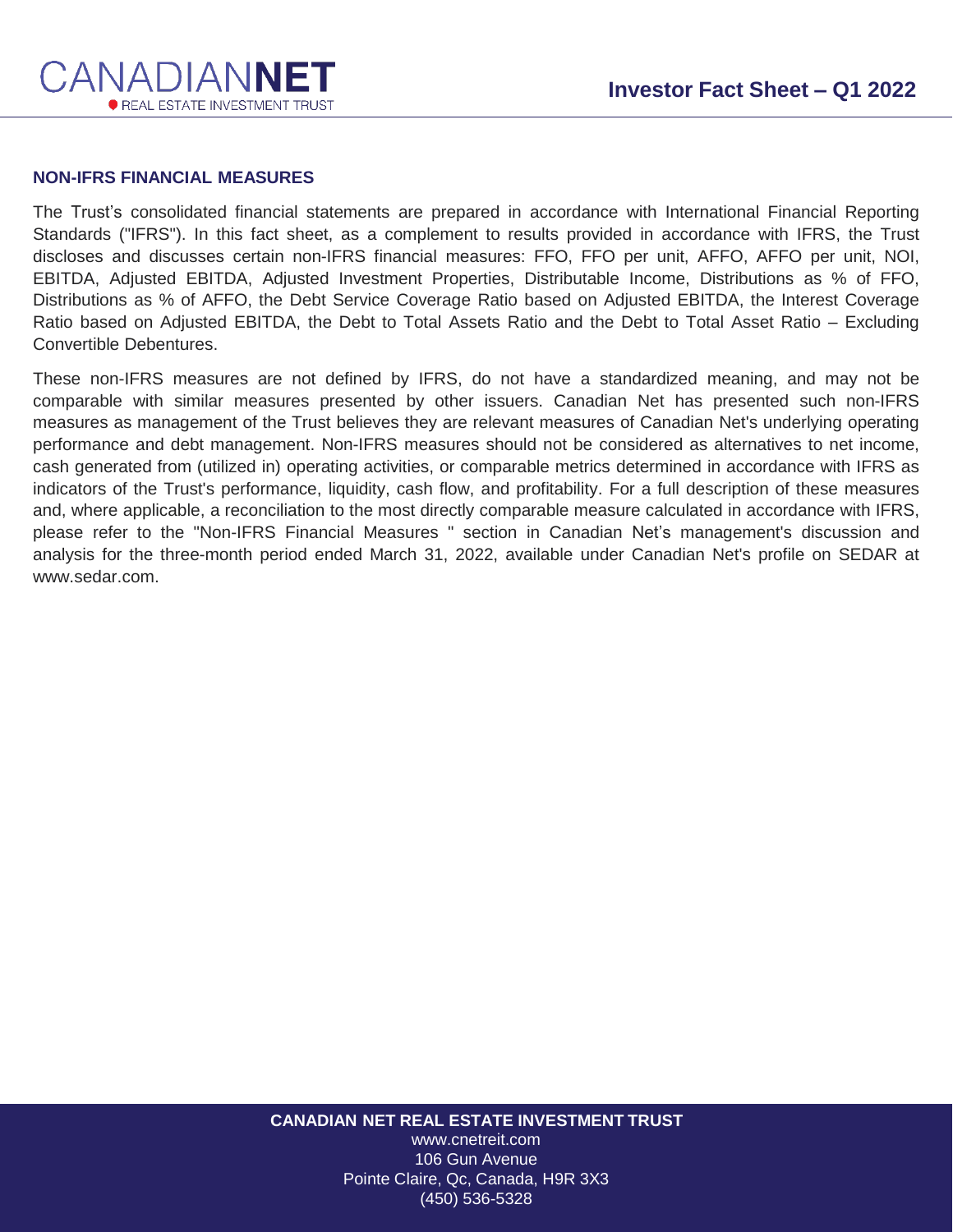## NON-IFRS FINANCIAL MEASURES

The Trust's consolidated financial statements are prepared in accordance with International Financial Reporting Standards ("IFRS"). In this fact sheet, as a complement to results provided in accordance with IFRS, the Trust discloses and discusses certain non-IFRS financial measures: FFO, FFO per unit, AFFO, AFFO per unit, NOI, EBITDA, Adjusted EBITDA, Adjusted Investment Properties, Distributable Income, Distributions as % of FFO, Distributions as % of AFFO, the Debt Service Coverage Ratio based on Adjusted EBITDA, the Interest Coverage Ratio based on Adjusted EBITDA, the Debt to Total Assets Ratio and the Debt to Total Asset Ratio – Excluding Convertible Debentures.

These non-IFRS measures are not defined by IFRS, do not have a standardized meaning, and may not be comparable with similar measures presented by other issuers. Canadian Net has presented such non-IFRS measures as management of the Trust believes they are relevant measures of Canadian Net's underlying operating performance and debt management. Non-IFRS measures should not be considered as alternatives to net income, cash generated from (utilized in) operating activities, or comparable metrics determined in accordance with IFRS as indicators of the Trust's performance, liquidity, cash flow, and profitability. For a full description of these measures and, where applicable, a reconciliation to the most directly comparable measure calculated in accordance with IFRS, please refer to the "Non-IFRS Financial Measures " section in Canadian Net's management's discussion and analysis for the three-month period ended March 31, 2022, available under Canadian Net's profile on SEDAR at www.sedar.com.

**CANADIAN NET REAL ESTATE INVESTMENT TRUST**
www.cnetreit.com
106 Gun Avenue
Pointe Claire, Qc, Canada, H9R 3X3
(450) 536-5328